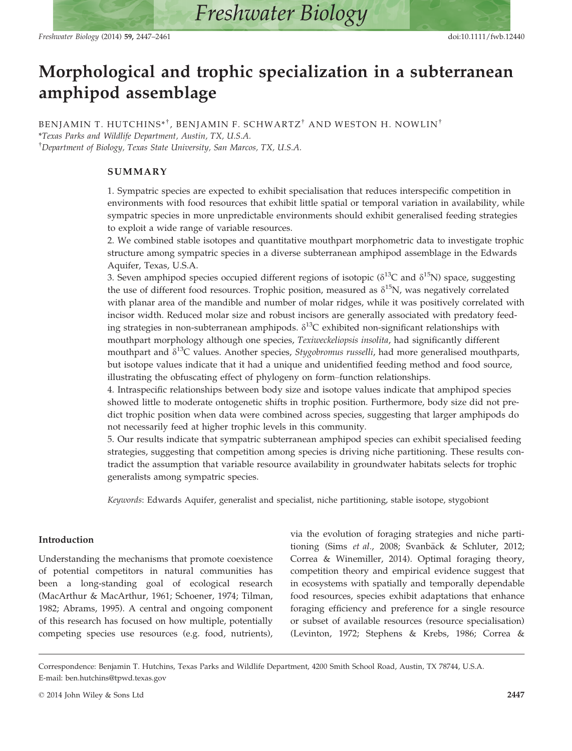# Morphological and trophic specialization in a subterranean amphipod assemblage

BENJAMIN T. HUTCHINS*[†], BENJAMIN F. SCHWARTZ[†] AND WESTON H. NOWLIN[†]

*Texas Parks and Wildlife Department, Austin, TX, U.S.A.

[†]Department of Biology, Texas State University, San Marcos, TX, U.S.A.

## SUMMARY

1. Sympatric species are expected to exhibit specialisation that reduces interspecific competition in environments with food resources that exhibit little spatial or temporal variation in availability, while sympatric species in more unpredictable environments should exhibit generalised feeding strategies to exploit a wide range of variable resources.
2. We combined stable isotopes and quantitative mouthpart morphometric data to investigate trophic structure among sympatric species in a diverse subterranean amphipod assemblage in the Edwards Aquifer, Texas, U.S.A.
3. Seven amphipod species occupied different regions of isotopic ($\delta^{13}$C and $\delta^{15}$N) space, suggesting the use of different food resources. Trophic position, measured as $\delta^{15}$N, was negatively correlated with planar area of the mandible and number of molar ridges, while it was positively correlated with incisor width. Reduced molar size and robust incisors are generally associated with predatory feeding strategies in non-subterranean amphipods. $\delta^{13}$C exhibited non-significant relationships with mouthpart morphology although one species, *Texiweckeliopsis insolita*, had significantly different mouthpart and $\delta^{13}$C values. Another species, *Stygobromus russelli*, had more generalised mouthparts, but isotope values indicate that it had a unique and unidentified feeding method and food source, illustrating the obfuscating effect of phylogeny on form–function relationships.
4. Intraspecific relationships between body size and isotope values indicate that amphipod species showed little to moderate ontogenetic shifts in trophic position. Furthermore, body size did not predict trophic position when data were combined across species, suggesting that larger amphipods do not necessarily feed at higher trophic levels in this community.
5. Our results indicate that sympatric subterranean amphipod species can exhibit specialised feeding strategies, suggesting that competition among species is driving niche partitioning. These results contradict the assumption that variable resource availability in groundwater habitats selects for trophic generalists among sympatric species.

*Keywords*: Edwards Aquifer, generalist and specialist, niche partitioning, stable isotope, stygobiont

## Introduction

Understanding the mechanisms that promote coexistence of potential competitors in natural communities has been a long-standing goal of ecological research (MacArthur & MacArthur, 1961; Schoener, 1974; Tilman, 1982; Abrams, 1995). A central and ongoing component of this research has focused on how multiple, potentially competing species use resources (e.g. food, nutrients), via the evolution of foraging strategies and niche partitioning (Sims *et al.*, 2008; Svanbäck & Schluter, 2012; Correa & Winemiller, 2014). Optimal foraging theory, competition theory and empirical evidence suggest that in ecosystems with spatially and temporally dependable food resources, species exhibit adaptations that enhance foraging efficiency and preference for a single resource or subset of available resources (resource specialisation) (Levinton, 1972; Stephens & Krebs, 1986; Correa &

---

Correspondence: Benjamin T. Hutchins, Texas Parks and Wildlife Department, 4200 Smith School Road, Austin, TX 78744, U.S.A.
E-mail: ben.hutchins@tpwd.texas.gov

© 2014 John Wiley & Sons Ltd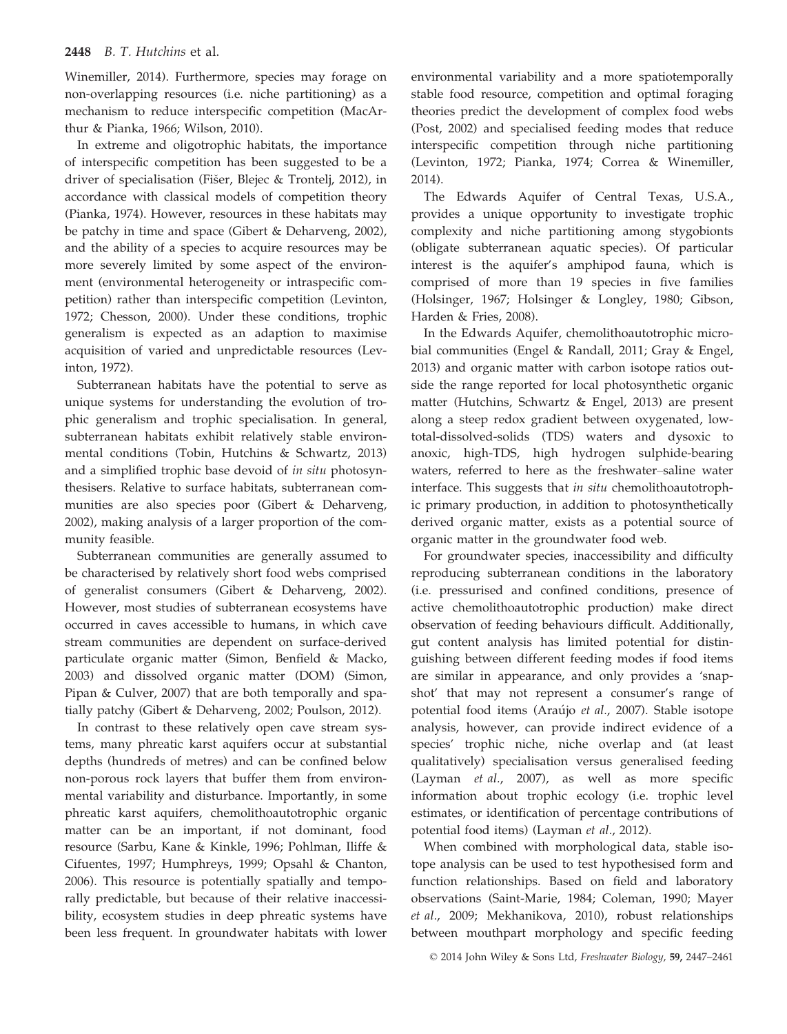Winemiller, 2014). Furthermore, species may forage on non-overlapping resources (i.e. niche partitioning) as a mechanism to reduce interspecific competition (MacArthur & Pianka, 1966; Wilson, 2010).

In extreme and oligotrophic habitats, the importance of interspecific competition has been suggested to be a driver of specialisation (Fišer, Blejec & Trontelj, 2012), in accordance with classical models of competition theory (Pianka, 1974). However, resources in these habitats may be patchy in time and space (Gibert & Deharveng, 2002), and the ability of a species to acquire resources may be more severely limited by some aspect of the environment (environmental heterogeneity or intraspecific competition) rather than interspecific competition (Levinton, 1972; Chesson, 2000). Under these conditions, trophic generalism is expected as an adaption to maximise acquisition of varied and unpredictable resources (Levinton, 1972).

Subterranean habitats have the potential to serve as unique systems for understanding the evolution of trophic generalism and trophic specialisation. In general, subterranean habitats exhibit relatively stable environmental conditions (Tobin, Hutchins & Schwartz, 2013) and a simplified trophic base devoid of *in situ* photosynthesisers. Relative to surface habitats, subterranean communities are also species poor (Gibert & Deharveng, 2002), making analysis of a larger proportion of the community feasible.

Subterranean communities are generally assumed to be characterised by relatively short food webs comprised of generalist consumers (Gibert & Deharveng, 2002). However, most studies of subterranean ecosystems have occurred in caves accessible to humans, in which cave stream communities are dependent on surface-derived particulate organic matter (Simon, Benfield & Macko, 2003) and dissolved organic matter (DOM) (Simon, Pipan & Culver, 2007) that are both temporally and spatially patchy (Gibert & Deharveng, 2002; Poulson, 2012).

In contrast to these relatively open cave stream systems, many phreatic karst aquifers occur at substantial depths (hundreds of metres) and can be confined below non-porous rock layers that buffer them from environmental variability and disturbance. Importantly, in some phreatic karst aquifers, chemolithoautotrophic organic matter can be an important, if not dominant, food resource (Sarbu, Kane & Kinkle, 1996; Pohlman, Iliffe & Cifuentes, 1997; Humphreys, 1999; Opsahl & Chanton, 2006). This resource is potentially spatially and temporally predictable, but because of their relative inaccessibility, ecosystem studies in deep phreatic systems have been less frequent. In groundwater habitats with lower environmental variability and a more spatiotemporally stable food resource, competition and optimal foraging theories predict the development of complex food webs (Post, 2002) and specialised feeding modes that reduce interspecific competition through niche partitioning (Levinton, 1972; Pianka, 1974; Correa & Winemiller, 2014).

The Edwards Aquifer of Central Texas, U.S.A., provides a unique opportunity to investigate trophic complexity and niche partitioning among stygobionts (obligate subterranean aquatic species). Of particular interest is the aquifer's amphipod fauna, which is comprised of more than 19 species in five families (Holsinger, 1967; Holsinger & Longley, 1980; Gibson, Harden & Fries, 2008).

In the Edwards Aquifer, chemolithoautotrophic microbial communities (Engel & Randall, 2011; Gray & Engel, 2013) and organic matter with carbon isotope ratios outside the range reported for local photosynthetic organic matter (Hutchins, Schwartz & Engel, 2013) are present along a steep redox gradient between oxygenated, low-total-dissolved-solids (TDS) waters and dysoxic to anoxic, high-TDS, high hydrogen sulphide-bearing waters, referred to here as the freshwater–saline water interface. This suggests that *in situ* chemolithoautotrophic primary production, in addition to photosynthetically derived organic matter, exists as a potential source of organic matter in the groundwater food web.

For groundwater species, inaccessibility and difficulty reproducing subterranean conditions in the laboratory (i.e. pressurised and confined conditions, presence of active chemolithoautotrophic production) make direct observation of feeding behaviours difficult. Additionally, gut content analysis has limited potential for distinguishing between different feeding modes if food items are similar in appearance, and only provides a 'snapshot' that may not represent a consumer's range of potential food items (Araújo *et al.*, 2007). Stable isotope analysis, however, can provide indirect evidence of a species' trophic niche, niche overlap and (at least qualitatively) specialisation versus generalised feeding (Layman *et al.*, 2007), as well as more specific information about trophic ecology (i.e. trophic level estimates, or identification of percentage contributions of potential food items) (Layman *et al.*, 2012).

When combined with morphological data, stable isotope analysis can be used to test hypothesised form and function relationships. Based on field and laboratory observations (Saint-Marie, 1984; Coleman, 1990; Mayer *et al.*, 2009; Mekhanikova, 2010), robust relationships between mouthpart morphology and specific feeding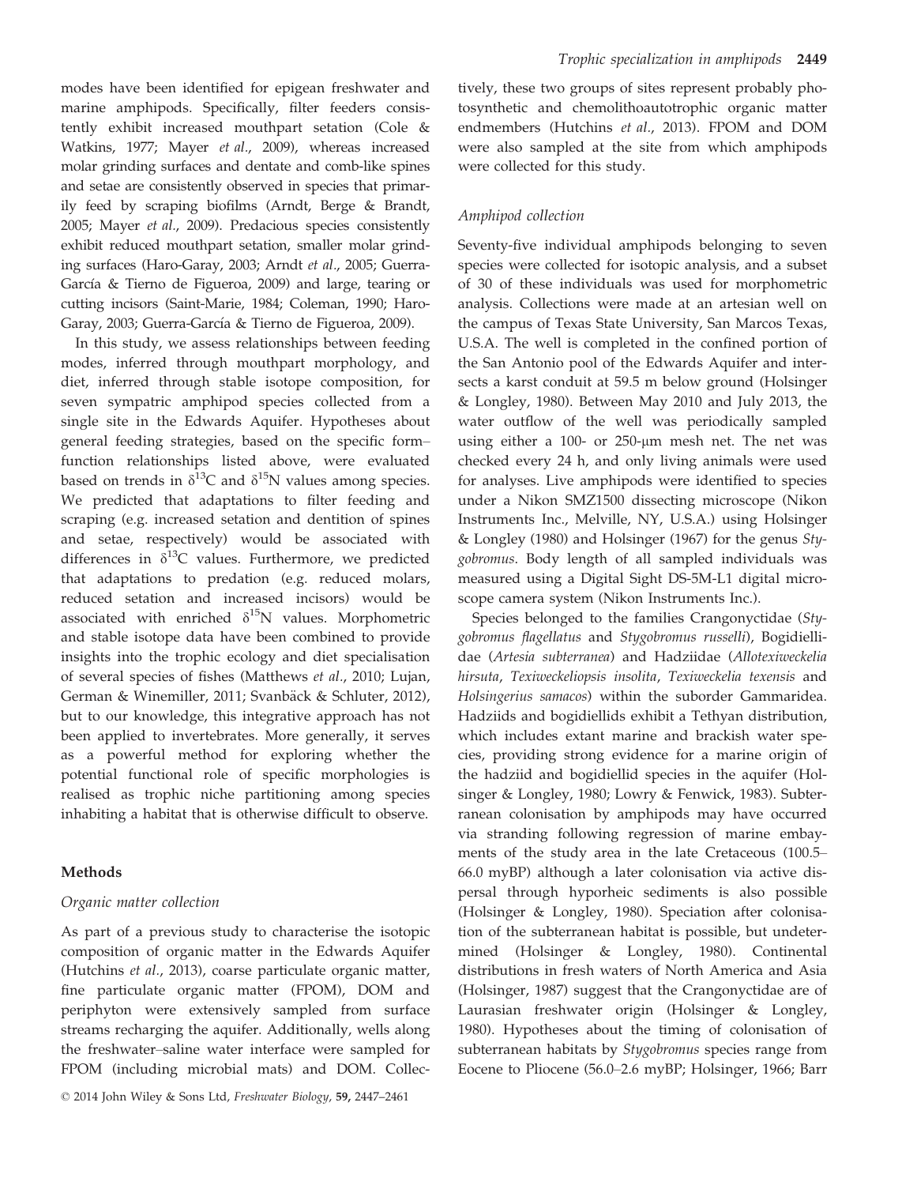modes have been identified for epigean freshwater and marine amphipods. Specifically, filter feeders consistently exhibit increased mouthpart setation (Cole & Watkins, 1977; Mayer *et al*., 2009), whereas increased molar grinding surfaces and dentate and comb-like spines and setae are consistently observed in species that primarily feed by scraping biofilms (Arndt, Berge & Brandt, 2005; Mayer *et al*., 2009). Predacious species consistently exhibit reduced mouthpart setation, smaller molar grinding surfaces (Haro-Garay, 2003; Arndt *et al*., 2005; Guerra-García & Tierno de Figueroa, 2009) and large, tearing or cutting incisors (Saint-Marie, 1984; Coleman, 1990; Haro-Garay, 2003; Guerra-García & Tierno de Figueroa, 2009).

In this study, we assess relationships between feeding modes, inferred through mouthpart morphology, and diet, inferred through stable isotope composition, for seven sympatric amphipod species collected from a single site in the Edwards Aquifer. Hypotheses about general feeding strategies, based on the specific form–function relationships listed above, were evaluated based on trends in $\delta^{13}$C and $\delta^{15}$N values among species. We predicted that adaptations to filter feeding and scraping (e.g. increased setation and dentition of spines and setae, respectively) would be associated with differences in $\delta^{13}$C values. Furthermore, we predicted that adaptations to predation (e.g. reduced molars, reduced setation and increased incisors) would be associated with enriched $\delta^{15}$N values. Morphometric and stable isotope data have been combined to provide insights into the trophic ecology and diet specialisation of several species of fishes (Matthews *et al*., 2010; Lujan, German & Winemiller, 2011; Svanbäck & Schluter, 2012), but to our knowledge, this integrative approach has not been applied to invertebrates. More generally, it serves as a powerful method for exploring whether the potential functional role of specific morphologies is realised as trophic niche partitioning among species inhabiting a habitat that is otherwise difficult to observe.

## Methods

### Organic matter collection

As part of a previous study to characterise the isotopic composition of organic matter in the Edwards Aquifer (Hutchins *et al*., 2013), coarse particulate organic matter, fine particulate organic matter (FPOM), DOM and periphyton were extensively sampled from surface streams recharging the aquifer. Additionally, wells along the freshwater–saline water interface were sampled for FPOM (including microbial mats) and DOM. Collectively, these two groups of sites represent probably photosynthetic and chemolithoautotrophic organic matter endmembers (Hutchins *et al*., 2013). FPOM and DOM were also sampled at the site from which amphipods were collected for this study.

### Amphipod collection

Seventy-five individual amphipods belonging to seven species were collected for isotopic analysis, and a subset of 30 of these individuals was used for morphometric analysis. Collections were made at an artesian well on the campus of Texas State University, San Marcos Texas, U.S.A. The well is completed in the confined portion of the San Antonio pool of the Edwards Aquifer and intersects a karst conduit at 59.5 m below ground (Holsinger & Longley, 1980). Between May 2010 and July 2013, the water outflow of the well was periodically sampled using either a 100- or 250-μm mesh net. The net was checked every 24 h, and only living animals were used for analyses. Live amphipods were identified to species under a Nikon SMZ1500 dissecting microscope (Nikon Instruments Inc., Melville, NY, U.S.A.) using Holsinger & Longley (1980) and Holsinger (1967) for the genus *Stygobromus*. Body length of all sampled individuals was measured using a Digital Sight DS-5M-L1 digital microscope camera system (Nikon Instruments Inc.).

Species belonged to the families Crangonyctidae (*Stygobromus flagellatus* and *Stygobromus russelli*), Bogidiellidae (*Artesia subterranea*) and Hadziidae (*Allotexiweckelia hirsuta*, *Texiweckeliopsis insolita*, *Texiweckelia texensis* and *Holsingerius samacos*) within the suborder Gammaridea. Hadziids and bogidiellids exhibit a Tethyan distribution, which includes extant marine and brackish water species, providing strong evidence for a marine origin of the hadziid and bogidiellid species in the aquifer (Holsinger & Longley, 1980; Lowry & Fenwick, 1983). Subterranean colonisation by amphipods may have occurred via stranding following regression of marine embayments of the study area in the late Cretaceous (100.5–66.0 myBP) although a later colonisation via active dispersal through hyporheic sediments is also possible (Holsinger & Longley, 1980). Speciation after colonisation of the subterranean habitat is possible, but undetermined (Holsinger & Longley, 1980). Continental distributions in fresh waters of North America and Asia (Holsinger, 1987) suggest that the Crangonyctidae are of Laurasian freshwater origin (Holsinger & Longley, 1980). Hypotheses about the timing of colonisation of subterranean habitats by *Stygobromus* species range from Eocene to Pliocene (56.0–2.6 myBP; Holsinger, 1966; Barr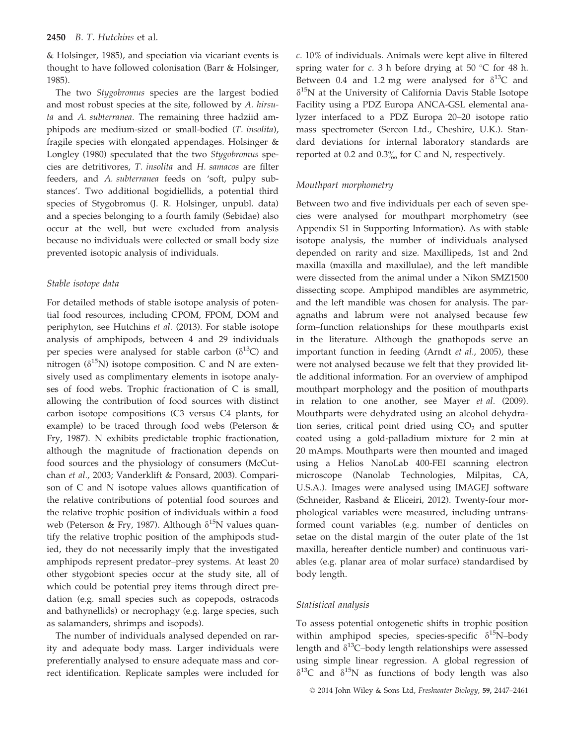& Holsinger, 1985), and speciation via vicariant events is thought to have followed colonisation (Barr & Holsinger, 1985).

The two *Stygobromus* species are the largest bodied and most robust species at the site, followed by *A. hirsuta* and *A. subterranea.* The remaining three hadziid amphipods are medium-sized or small-bodied (*T. insolita*), fragile species with elongated appendages. Holsinger & Longley (1980) speculated that the two *Stygobromus* species are detritivores, *T. insolita* and *H. samacos* are filter feeders, and *A. subterranea* feeds on 'soft, pulpy substances'. Two additional bogidiellids, a potential third species of Stygobromus (J. R. Holsinger, unpubl. data) and a species belonging to a fourth family (Sebidae) also occur at the well, but were excluded from analysis because no individuals were collected or small body size prevented isotopic analysis of individuals.

### Stable isotope data

For detailed methods of stable isotope analysis of potential food resources, including CPOM, FPOM, DOM and periphyton, see Hutchins *et al.* (2013). For stable isotope analysis of amphipods, between 4 and 29 individuals per species were analysed for stable carbon ($\delta^{13}$C) and nitrogen ($\delta^{15}$N) isotope composition. C and N are extensively used as complimentary elements in isotope analyses of food webs. Trophic fractionation of C is small, allowing the contribution of food sources with distinct carbon isotope compositions (C3 versus C4 plants, for example) to be traced through food webs (Peterson & Fry, 1987). N exhibits predictable trophic fractionation, although the magnitude of fractionation depends on food sources and the physiology of consumers (McCutchan *et al.*, 2003; Vanderklift & Ponsard, 2003). Comparison of C and N isotope values allows quantification of the relative contributions of potential food sources and the relative trophic position of individuals within a food web (Peterson & Fry, 1987). Although $\delta^{15}$N values quantify the relative trophic position of the amphipods studied, they do not necessarily imply that the investigated amphipods represent predator–prey systems. At least 20 other stygobiont species occur at the study site, all of which could be potential prey items through direct predation (e.g. small species such as copepods, ostracods and bathynellids) or necrophagy (e.g. large species, such as salamanders, shrimps and isopods).

The number of individuals analysed depended on rarity and adequate body mass. Larger individuals were preferentially analysed to ensure adequate mass and correct identification. Replicate samples were included for *c.* 10% of individuals. Animals were kept alive in filtered spring water for *c.* 3 h before drying at 50 °C for 48 h. Between 0.4 and 1.2 mg were analysed for $\delta^{13}$C and $\delta^{15}$N at the University of California Davis Stable Isotope Facility using a PDZ Europa ANCA-GSL elemental analyzer interfaced to a PDZ Europa 20–20 isotope ratio mass spectrometer (Sercon Ltd., Cheshire, U.K.). Standard deviations for internal laboratory standards are reported at 0.2 and 0.3‰ for C and N, respectively.

### Mouthpart morphometry

Between two and five individuals per each of seven species were analysed for mouthpart morphometry (see Appendix S1 in Supporting Information). As with stable isotope analysis, the number of individuals analysed depended on rarity and size. Maxillipeds, 1st and 2nd maxilla (maxilla and maxillulae), and the left mandible were dissected from the animal under a Nikon SMZ1500 dissecting scope. Amphipod mandibles are asymmetric, and the left mandible was chosen for analysis. The paragnaths and labrum were not analysed because few form–function relationships for these mouthparts exist in the literature. Although the gnathopods serve an important function in feeding (Arndt *et al.*, 2005), these were not analysed because we felt that they provided little additional information. For an overview of amphipod mouthpart morphology and the position of mouthparts in relation to one another, see Mayer *et al.* (2009). Mouthparts were dehydrated using an alcohol dehydration series, critical point dried using $CO_2$ and sputter coated using a gold-palladium mixture for 2 min at 20 mAmps. Mouthparts were then mounted and imaged using a Helios NanoLab 400-FEI scanning electron microscope (Nanolab Technologies, Milpitas, CA, U.S.A.). Images were analysed using IMAGEJ software (Schneider, Rasband & Eliceiri, 2012). Twenty-four morphological variables were measured, including untransformed count variables (e.g. number of denticles on setae on the distal margin of the outer plate of the 1st maxilla, hereafter denticle number) and continuous variables (e.g. planar area of molar surface) standardised by body length.

### Statistical analysis

To assess potential ontogenetic shifts in trophic position within amphipod species, species-specific $\delta^{15}$N–body length and $\delta^{13}$C–body length relationships were assessed using simple linear regression. A global regression of $\delta^{13}$C and $\delta^{15}$N as functions of body length was also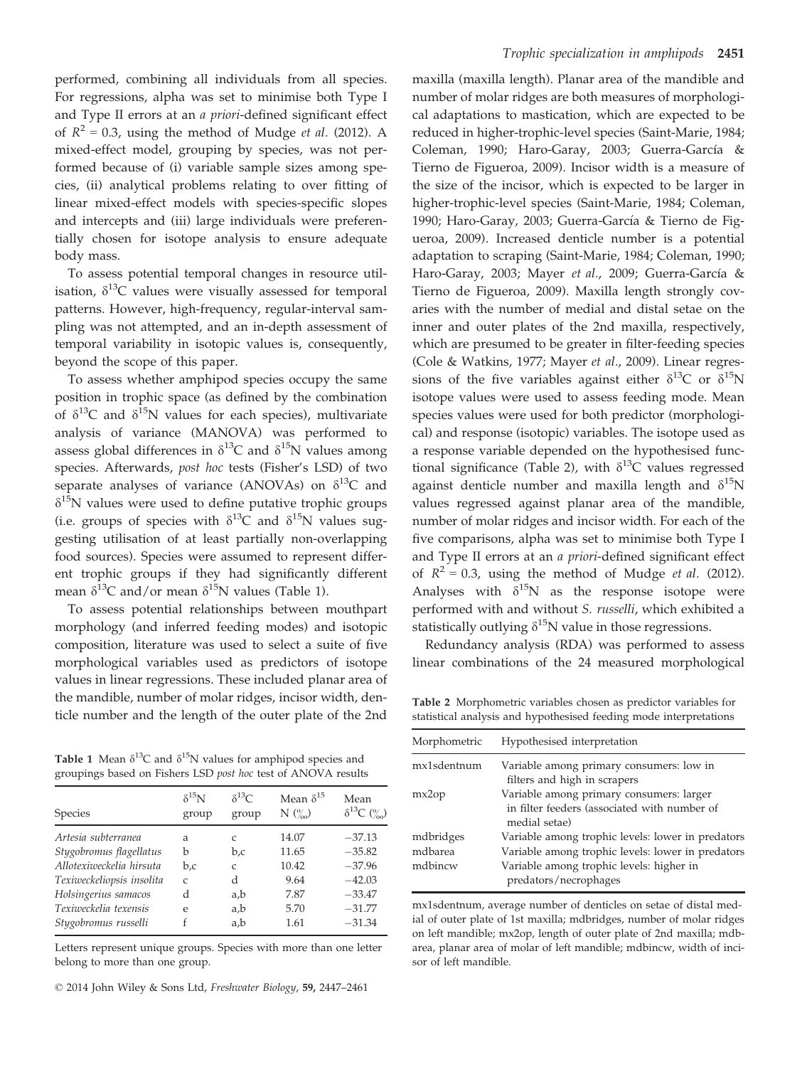performed, combining all individuals from all species. For regressions, alpha was set to minimise both Type I and Type II errors at an *a priori*-defined significant effect of $R^2 = 0.3$, using the method of Mudge *et al.* (2012). A mixed-effect model, grouping by species, was not performed because of (i) variable sample sizes among species, (ii) analytical problems relating to over fitting of linear mixed-effect models with species-specific slopes and intercepts and (iii) large individuals were preferentially chosen for isotope analysis to ensure adequate body mass.

To assess potential temporal changes in resource utilisation, $\delta^{13}C$ values were visually assessed for temporal patterns. However, high-frequency, regular-interval sampling was not attempted, and an in-depth assessment of temporal variability in isotopic values is, consequently, beyond the scope of this paper.

To assess whether amphipod species occupy the same position in trophic space (as defined by the combination of $\delta^{13}C$ and $\delta^{15}N$ values for each species), multivariate analysis of variance (MANOVA) was performed to assess global differences in $\delta^{13}C$ and $\delta^{15}N$ values among species. Afterwards, *post hoc* tests (Fisher's LSD) of two separate analyses of variance (ANOVAs) on $\delta^{13}C$ and $\delta^{15}N$ values were used to define putative trophic groups (i.e. groups of species with $\delta^{13}C$ and $\delta^{15}N$ values suggesting utilisation of at least partially non-overlapping food sources). Species were assumed to represent different trophic groups if they had significantly different mean $\delta^{13}C$ and/or mean $\delta^{15}N$ values (Table 1).

To assess potential relationships between mouthpart morphology (and inferred feeding modes) and isotopic composition, literature was used to select a suite of five morphological variables used as predictors of isotope values in linear regressions. These included planar area of the mandible, number of molar ridges, incisor width, denticle number and the length of the outer plate of the 2nd maxilla (maxilla length). Planar area of the mandible and number of molar ridges are both measures of morphological adaptations to mastication, which are expected to be reduced in higher-trophic-level species (Saint-Marie, 1984; Coleman, 1990; Haro-Garay, 2003; Guerra-García & Tierno de Figueroa, 2009). Incisor width is a measure of the size of the incisor, which is expected to be larger in higher-trophic-level species (Saint-Marie, 1984; Coleman, 1990; Haro-Garay, 2003; Guerra-García & Tierno de Figueroa, 2009). Increased denticle number is a potential adaptation to scraping (Saint-Marie, 1984; Coleman, 1990; Haro-Garay, 2003; Mayer *et al.*, 2009; Guerra-García & Tierno de Figueroa, 2009). Maxilla length strongly covaries with the number of medial and distal setae on the inner and outer plates of the 2nd maxilla, respectively, which are presumed to be greater in filter-feeding species (Cole & Watkins, 1977; Mayer *et al.*, 2009). Linear regressions of the five variables against either $\delta^{13}C$ or $\delta^{15}N$ isotope values were used to assess feeding mode. Mean species values were used for both predictor (morphological) and response (isotopic) variables. The isotope used as a response variable depended on the hypothesised functional significance (Table 2), with $\delta^{13}C$ values regressed against denticle number and maxilla length and $\delta^{15}N$ values regressed against planar area of the mandible, number of molar ridges and incisor width. For each of the five comparisons, alpha was set to minimise both Type I and Type II errors at an *a priori*-defined significant effect of $R^2 = 0.3$, using the method of Mudge *et al.* (2012). Analyses with $\delta^{15}N$ as the response isotope were performed with and without *S. russelli*, which exhibited a statistically outlying $\delta^{15}N$ value in those regressions.

Redundancy analysis (RDA) was performed to assess linear combinations of the 24 measured morphological

**Table 1** Mean $\delta^{13}C$ and $\delta^{15}N$ values for amphipod species and groupings based on Fishers LSD *post hoc* test of ANOVA results

| Species | $\delta^{15}N$ group | $\delta^{13}C$ group | Mean $\delta^{15}N$ (‰) | Mean $\delta^{13}C$ (‰) |
|---|---|---|---|---|
| *Artesia subterranea* | a | c | 14.07 | −37.13 |
| *Stygobromus flagellatus* | b | b,c | 11.65 | −35.82 |
| *Allotexiweckelia hirsuta* | b,c | c | 10.42 | −37.96 |
| *Texiweckeliopsis insolita* | c | d | 9.64 | −42.03 |
| *Holsingerius samacos* | d | a,b | 7.87 | −33.47 |
| *Texiweckelia texensis* | e | a,b | 5.70 | −31.77 |
| *Stygobromus russelli* | f | a,b | 1.61 | −31.34 |

Letters represent unique groups. Species with more than one letter belong to more than one group.

**Table 2** Morphometric variables chosen as predictor variables for statistical analysis and hypothesised feeding mode interpretations

| Morphometric | Hypothesised interpretation |
|---|---|
| mx1sdentnum | Variable among primary consumers: low in filters and high in scrapers |
| mx2op | Variable among primary consumers: larger in filter feeders (associated with number of medial setae) |
| mdbridges | Variable among trophic levels: lower in predators |
| mdbarea | Variable among trophic levels: lower in predators |
| mdbincw | Variable among trophic levels: higher in predators/necrophages |

mx1sdentnum, average number of denticles on setae of distal medial of outer plate of 1st maxilla; mdbridges, number of molar ridges on left mandible; mx2op, length of outer plate of 2nd maxilla; mdbarea, planar area of molar of left mandible; mdbincw, width of incisor of left mandible.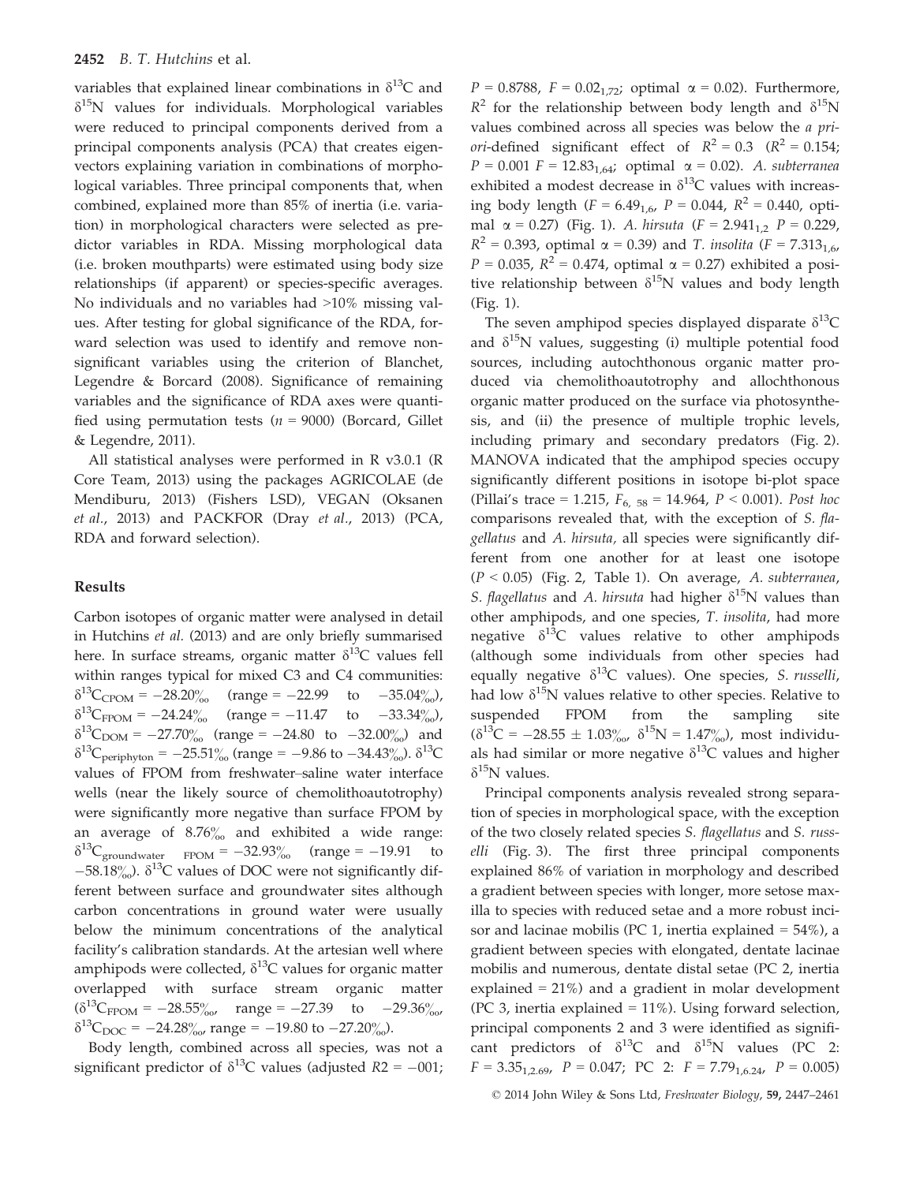variables that explained linear combinations in $\delta^{13}C$ and $\delta^{15}N$ values for individuals. Morphological variables were reduced to principal components derived from a principal components analysis (PCA) that creates eigenvectors explaining variation in combinations of morphological variables. Three principal components that, when combined, explained more than 85% of inertia (i.e. variation) in morphological characters were selected as predictor variables in RDA. Missing morphological data (i.e. broken mouthparts) were estimated using body size relationships (if apparent) or species-specific averages. No individuals and no variables had >10% missing values. After testing for global significance of the RDA, forward selection was used to identify and remove non-significant variables using the criterion of Blanchet, Legendre & Borcard (2008). Significance of remaining variables and the significance of RDA axes were quantified using permutation tests ($n = 9000$) (Borcard, Gillet & Legendre, 2011).

All statistical analyses were performed in R v3.0.1 (R Core Team, 2013) using the packages AGRICOLAE (de Mendiburu, 2013) (Fishers LSD), VEGAN (Oksanen *et al.*, 2013) and PACKFOR (Dray *et al.*, 2013) (PCA, RDA and forward selection).

## Results

Carbon isotopes of organic matter were analysed in detail in Hutchins *et al.* (2013) and are only briefly summarised here. In surface streams, organic matter $\delta^{13}C$ values fell within ranges typical for mixed C3 and C4 communities: $\delta^{13}C_{CPOM} = -28.20‰$ (range = −22.99 to −35.04‰), $\delta^{13}C_{FPOM} = -24.24‰$ (range = −11.47 to −33.34‰), $\delta^{13}C_{DOM} = -27.70‰$ (range = −24.80 to −32.00‰) and $\delta^{13}C_{periphyton} = -25.51‰$ (range = −9.86 to −34.43‰). $\delta^{13}C$ values of FPOM from freshwater–saline water interface wells (near the likely source of chemolithoautotrophy) were significantly more negative than surface FPOM by an average of 8.76‰ and exhibited a wide range: $\delta^{13}C_{groundwater\ FPOM} = -32.93‰$ (range = −19.91 to −58.18‰). $\delta^{13}C$ values of DOC were not significantly different between surface and groundwater sites although carbon concentrations in ground water were usually below the minimum concentrations of the analytical facility's calibration standards. At the artesian well where amphipods were collected, $\delta^{13}C$ values for organic matter overlapped with surface stream organic matter ($\delta^{13}C_{FPOM} = -28.55‰$, range = −27.39 to −29.36‰, $\delta^{13}C_{DOC} = -24.28‰$, range = −19.80 to −27.20‰).

Body length, combined across all species, was not a significant predictor of $\delta^{13}C$ values (adjusted $R2 = -001$; $P = 0.8788$, $F = 0.02_{1,72}$; optimal $\alpha = 0.02$). Furthermore, $R^2$ for the relationship between body length and $\delta^{15}N$ values combined across all species was below the *a priori*-defined significant effect of $R^2 = 0.3$ ($R^2 = 0.154$; $P = 0.001$ $F = 12.83_{1,64}$; optimal $\alpha = 0.02$). *A. subterranea* exhibited a modest decrease in $\delta^{13}C$ values with increasing body length ($F = 6.49_{1,6}$, $P = 0.044$, $R^2 = 0.440$, optimal $\alpha = 0.27$) (Fig. 1). *A. hirsuta* ($F = 2.941_{1,2}$ $P = 0.229$, $R^2 = 0.393$, optimal $\alpha = 0.39$) and *T. insolita* ($F = 7.313_{1,6}$, $P = 0.035$, $R^2 = 0.474$, optimal $\alpha = 0.27$) exhibited a positive relationship between $\delta^{15}N$ values and body length (Fig. 1).

The seven amphipod species displayed disparate $\delta^{13}C$ and $\delta^{15}N$ values, suggesting (i) multiple potential food sources, including autochthonous organic matter produced via chemolithoautotrophy and allochthonous organic matter produced on the surface via photosynthesis, and (ii) the presence of multiple trophic levels, including primary and secondary predators (Fig. 2). MANOVA indicated that the amphipod species occupy significantly different positions in isotope bi-plot space (Pillai's trace = 1.215, $F_{6,\ 58} = 14.964$, $P < 0.001$). *Post hoc* comparisons revealed that, with the exception of *S. flagellatus* and *A. hirsuta,* all species were significantly different from one another for at least one isotope ($P < 0.05$) (Fig. 2, Table 1). On average, *A. subterranea*, *S. flagellatus* and *A. hirsuta* had higher $\delta^{15}N$ values than other amphipods, and one species, *T. insolita*, had more negative $\delta^{13}C$ values relative to other amphipods (although some individuals from other species had equally negative $\delta^{13}C$ values). One species, *S. russelli*, had low $\delta^{15}N$ values relative to other species. Relative to suspended FPOM from the sampling site ($\delta^{13}C = -28.55 \pm 1.03‰$, $\delta^{15}N = 1.47‰$), most individuals had similar or more negative $\delta^{13}C$ values and higher $\delta^{15}N$ values.

Principal components analysis revealed strong separation of species in morphological space, with the exception of the two closely related species *S. flagellatus* and *S. russelli* (Fig. 3). The first three principal components explained 86% of variation in morphology and described a gradient between species with longer, more setose maxilla to species with reduced setae and a more robust incisor and lacinae mobilis (PC 1, inertia explained = 54%), a gradient between species with elongated, dentate lacinae mobilis and numerous, dentate distal setae (PC 2, inertia explained = 21%) and a gradient in molar development (PC 3, inertia explained = 11%). Using forward selection, principal components 2 and 3 were identified as significant predictors of $\delta^{13}C$ and $\delta^{15}N$ values (PC 2: $F = 3.35_{1,2.69}$, $P = 0.047$; PC 2: $F = 7.79_{1,6.24}$, $P = 0.005$)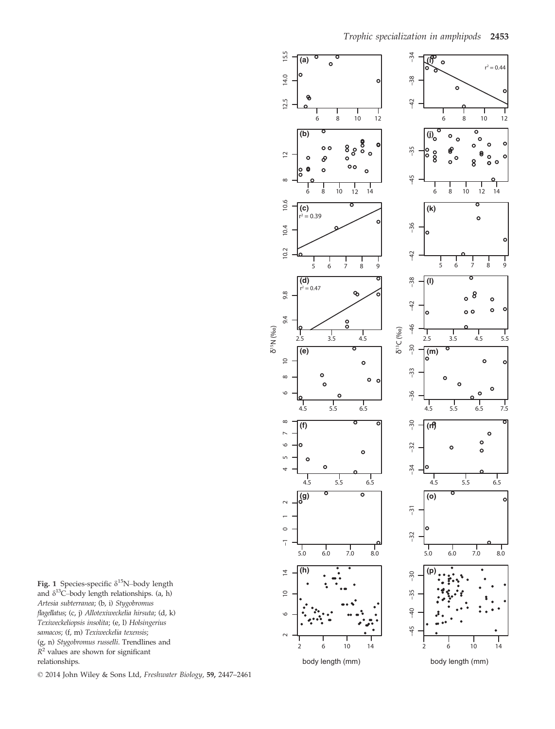**Fig. 1** Species-specific $\delta^{15}$N–body length and $\delta^{13}$C–body length relationships. (a, h) *Artesia subterranea*; (b, i) *Stygobromus flagellatus*; (c, j) *Allotexiweckelia hirsuta*; (d, k) *Texiweckeliopsis insolita*; (e, l) *Holsingerius samacos*; (f, m) *Texiweckelia texensis*; (g, n) *Stygobromus russelli*. Trendlines and $R^2$ values are shown for significant relationships.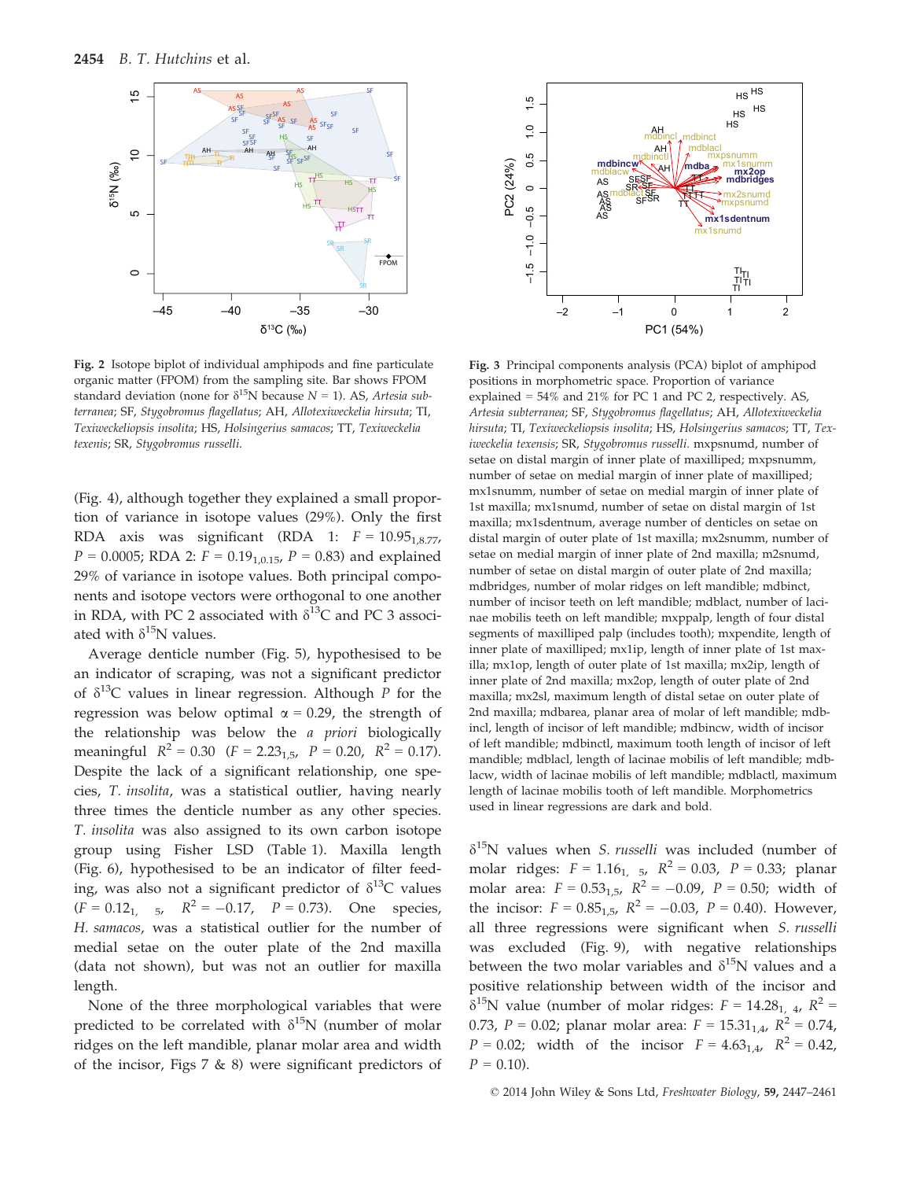**Fig. 2** Isotope biplot of individual amphipods and fine particulate organic matter (FPOM) from the sampling site. Bar shows FPOM standard deviation (none for $\delta^{15}$N because $N = 1$). AS, *Artesia subterranea*; SF, *Stygobromus flagellatus*; AH, *Allotexiweckelia hirsuta*; TI, *Texiweckeliopsis insolita*; HS, *Holsingerius samacos*; TT, *Texiweckelia texenis*; SR, *Stygobromus russelli*.

**Fig. 3** Principal components analysis (PCA) biplot of amphipod positions in morphometric space. Proportion of variance explained = 54% and 21% for PC 1 and PC 2, respectively. AS, *Artesia subterranea*; SF, *Stygobromus flagellatus*; AH, *Allotexiweckelia hirsuta*; TI, *Texiweckeliopsis insolita*; HS, *Holsingerius samacos*; TT, *Texiweckelia texensis*; SR, *Stygobromus russelli*. mxpsnumd, number of setae on distal margin of inner plate of maxilliped; mxpsnumm, number of setae on medial margin of inner plate of maxilliped; mx1snumm, number of setae on medial margin of inner plate of 1st maxilla; mx1snumd, number of setae on distal margin of 1st maxilla; mx1sdentnum, average number of denticles on setae on distal margin of outer plate of 1st maxilla; mx2snumm, number of setae on medial margin of inner plate of 2nd maxilla; mx2snumd, number of setae on distal margin of outer plate of 2nd maxilla; mdbridges, number of molar ridges on left mandible; mdbinct, number of incisor teeth on left mandible; mdblact, number of lacinae mobilis teeth on left mandible; mxppalp, length of four distal segments of maxilliped palp (includes tooth); mxpendite, length of inner plate of maxilliped; mx1ip, length of inner plate of 1st maxilla; mx1op, length of outer plate of 1st maxilla; mx2ip, length of inner plate of 2nd maxilla; mx2op, length of outer plate of 2nd maxilla; mx2sl, maximum length of distal setae on outer plate of 2nd maxilla; mdbarea, planar area of molar of left mandible; mdbincl, length of incisor of left mandible; mdbincw, width of incisor of left mandible; mdbinctl, maximum tooth length of incisor of left mandible; mdblacl, length of lacinae mobilis of left mandible; mdblacw, width of lacinae mobilis of left mandible; mdblactl, maximum length of lacinae mobilis tooth of left mandible. Morphometrics used in linear regressions are dark and bold.

(Fig. 4), although together they explained a small proportion of variance in isotope values (29%). Only the first RDA axis was significant (RDA 1: $F = 10.95_{1,8.77}$, $P = 0.0005$; RDA 2: $F = 0.19_{1,0.15}$, $P = 0.83$) and explained 29% of variance in isotope values. Both principal components and isotope vectors were orthogonal to one another in RDA, with PC 2 associated with $\delta^{13}$C and PC 3 associated with $\delta^{15}$N values.

Average denticle number (Fig. 5), hypothesised to be an indicator of scraping, was not a significant predictor of $\delta^{13}$C values in linear regression. Although $P$ for the regression was below optimal $\alpha = 0.29$, the strength of the relationship was below the *a priori* biologically meaningful $R^2 = 0.30$ ($F = 2.23_{1,5}$, $P = 0.20$, $R^2 = 0.17$). Despite the lack of a significant relationship, one species, *T. insolita*, was a statistical outlier, having nearly three times the denticle number as any other species. *T. insolita* was also assigned to its own carbon isotope group using Fisher LSD (Table 1). Maxilla length (Fig. 6), hypothesised to be an indicator of filter feeding, was also not a significant predictor of $\delta^{13}$C values ($F = 0.12_{1,5}$, $R^2 = -0.17$, $P = 0.73$). One species, *H. samacos*, was a statistical outlier for the number of medial setae on the outer plate of the 2nd maxilla (data not shown), but was not an outlier for maxilla length.

None of the three morphological variables that were predicted to be correlated with $\delta^{15}$N (number of molar ridges on the left mandible, planar molar area and width of the incisor, Figs 7 & 8) were significant predictors of $\delta^{15}$N values when *S. russelli* was included (number of molar ridges: $F = 1.16_{1,5}$, $R^2 = 0.03$, $P = 0.33$; planar molar area: $F = 0.53_{1,5}$, $R^2 = -0.09$, $P = 0.50$; width of the incisor: $F = 0.85_{1,5}$, $R^2 = -0.03$, $P = 0.40$). However, all three regressions were significant when *S. russelli* was excluded (Fig. 9), with negative relationships between the two molar variables and $\delta^{15}$N values and a positive relationship between width of the incisor and $\delta^{15}$N value (number of molar ridges: $F = 14.28_{1,4}$, $R^2 = 0.73$, $P = 0.02$; planar molar area: $F = 15.31_{1,4}$, $R^2 = 0.74$, $P = 0.02$; width of the incisor $F = 4.63_{1,4}$, $R^2 = 0.42$, $P = 0.10$).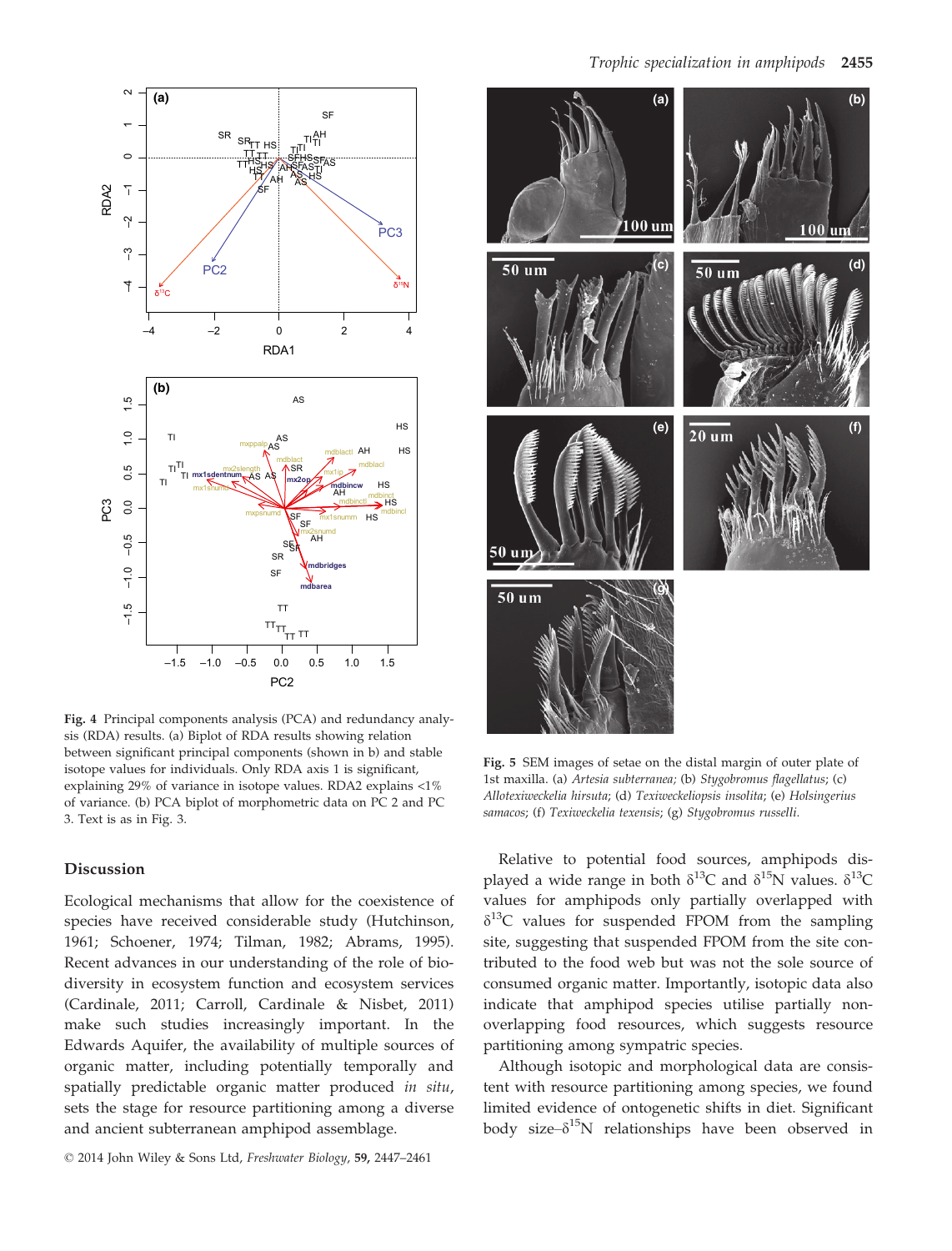Fig. 4 Principal components analysis (PCA) and redundancy analysis (RDA) results. (a) Biplot of RDA results showing relation between significant principal components (shown in b) and stable isotope values for individuals. Only RDA axis 1 is significant, explaining 29% of variance in isotope values. RDA2 explains <1% of variance. (b) PCA biplot of morphometric data on PC 2 and PC 3. Text is as in Fig. 3.

Fig. 5 SEM images of setae on the distal margin of outer plate of 1st maxilla. (a) *Artesia subterranea;* (b) *Stygobromus flagellatus*; (c) *Allotexiweckelia hirsuta*; (d) *Texiweckeliopsis insolita*; (e) *Holsingerius samacos*; (f) *Texiweckelia texensis*; (g) *Stygobromus russelli.*

## Discussion

Ecological mechanisms that allow for the coexistence of species have received considerable study (Hutchinson, 1961; Schoener, 1974; Tilman, 1982; Abrams, 1995). Recent advances in our understanding of the role of biodiversity in ecosystem function and ecosystem services (Cardinale, 2011; Carroll, Cardinale & Nisbet, 2011) make such studies increasingly important. In the Edwards Aquifer, the availability of multiple sources of organic matter, including potentially temporally and spatially predictable organic matter produced *in situ*, sets the stage for resource partitioning among a diverse and ancient subterranean amphipod assemblage.

Relative to potential food sources, amphipods displayed a wide range in both $\delta^{13}$C and $\delta^{15}$N values. $\delta^{13}$C values for amphipods only partially overlapped with $\delta^{13}$C values for suspended FPOM from the sampling site, suggesting that suspended FPOM from the site contributed to the food web but was not the sole source of consumed organic matter. Importantly, isotopic data also indicate that amphipod species utilise partially non-overlapping food resources, which suggests resource partitioning among sympatric species.

Although isotopic and morphological data are consistent with resource partitioning among species, we found limited evidence of ontogenetic shifts in diet. Significant body size–$\delta^{15}$N relationships have been observed in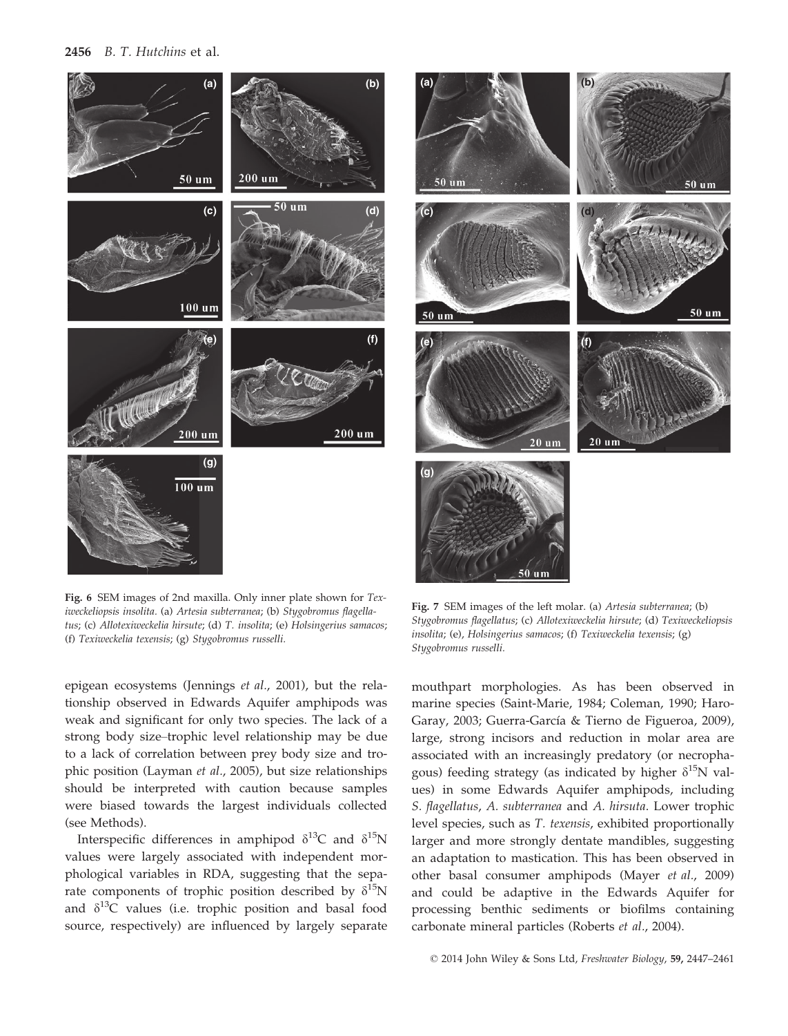Fig. 6 SEM images of 2nd maxilla. Only inner plate shown for *Texiweckeliopsis insolita*. (a) *Artesia subterranea*; (b) *Stygobromus flagellatus*; (c) *Allotexiweckelia hirsute*; (d) *T. insolita*; (e) *Holsingerius samacos*; (f) *Texiweckelia texensis*; (g) *Stygobromus russelli*.

Fig. 7 SEM images of the left molar. (a) *Artesia subterranea*; (b) *Stygobromus flagellatus*; (c) *Allotexiweckelia hirsute*; (d) *Texiweckeliopsis insolita*; (e), *Holsingerius samacos*; (f) *Texiweckelia texensis*; (g) *Stygobromus russelli*.

epigean ecosystems (Jennings *et al*., 2001), but the relationship observed in Edwards Aquifer amphipods was weak and significant for only two species. The lack of a strong body size–trophic level relationship may be due to a lack of correlation between prey body size and trophic position (Layman *et al*., 2005), but size relationships should be interpreted with caution because samples were biased towards the largest individuals collected (see Methods).

Interspecific differences in amphipod $\delta^{13}$C and $\delta^{15}$N values were largely associated with independent morphological variables in RDA, suggesting that the separate components of trophic position described by $\delta^{15}$N and $\delta^{13}$C values (i.e. trophic position and basal food source, respectively) are influenced by largely separate mouthpart morphologies. As has been observed in marine species (Saint-Marie, 1984; Coleman, 1990; Haro-Garay, 2003; Guerra-García & Tierno de Figueroa, 2009), large, strong incisors and reduction in molar area are associated with an increasingly predatory (or necrophagous) feeding strategy (as indicated by higher $\delta^{15}$N values) in some Edwards Aquifer amphipods, including *S. flagellatus*, *A. subterranea* and *A. hirsuta*. Lower trophic level species, such as *T. texensis*, exhibited proportionally larger and more strongly dentate mandibles, suggesting an adaptation to mastication. This has been observed in other basal consumer amphipods (Mayer *et al*., 2009) and could be adaptive in the Edwards Aquifer for processing benthic sediments or biofilms containing carbonate mineral particles (Roberts *et al*., 2004).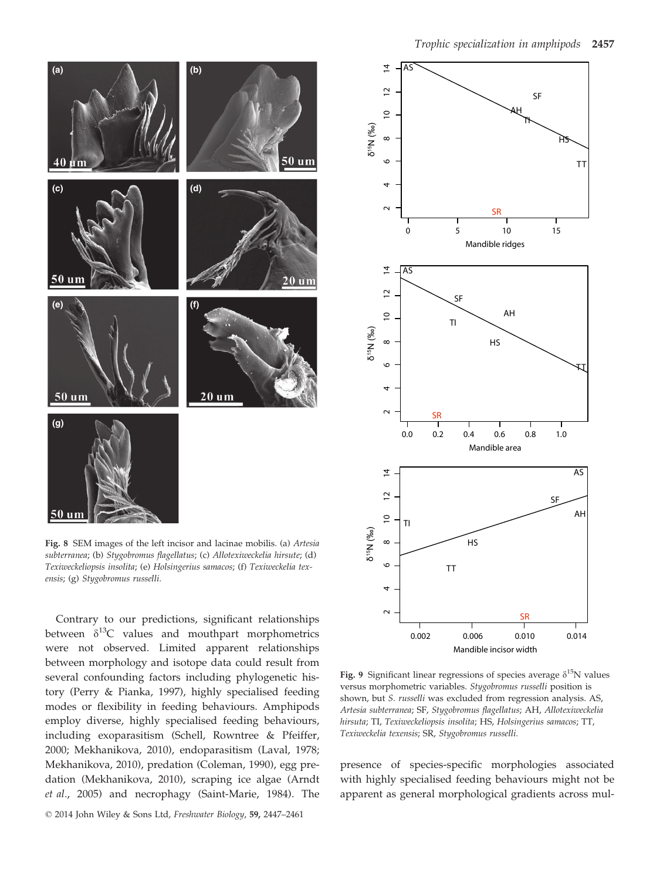Fig. 8 SEM images of the left incisor and lacinae mobilis. (a) *Artesia subterranea*; (b) *Stygobromus flagellatus*; (c) *Allotexiweckelia hirsute*; (d) *Texiweckeliopsis insolita*; (e) *Holsingerius samacos*; (f) *Texiweckelia texensis*; (g) *Stygobromus russelli.*

Contrary to our predictions, significant relationships between $\delta^{13}C$ values and mouthpart morphometrics were not observed. Limited apparent relationships between morphology and isotope data could result from several confounding factors including phylogenetic history (Perry & Pianka, 1997), highly specialised feeding modes or flexibility in feeding behaviours. Amphipods employ diverse, highly specialised feeding behaviours, including exoparasitism (Schell, Rowntree & Pfeiffer, 2000; Mekhanikova, 2010), endoparasitism (Laval, 1978; Mekhanikova, 2010), predation (Coleman, 1990), egg predation (Mekhanikova, 2010), scraping ice algae (Arndt *et al.*, 2005) and necrophagy (Saint-Marie, 1984). The presence of species-specific morphologies associated with highly specialised feeding behaviours might not be apparent as general morphological gradients across mul-

Fig. 9 Significant linear regressions of species average $\delta^{15}N$ values versus morphometric variables. *Stygobromus russelli* position is shown, but *S. russelli* was excluded from regression analysis. AS, *Artesia subterranea*; SF, *Stygobromus flagellatus*; AH, *Allotexiweckelia hirsuta*; TI, *Texiweckeliopsis insolita*; HS, *Holsingerius samacos*; TT, *Texiweckelia texensis*; SR, *Stygobromus russelli.*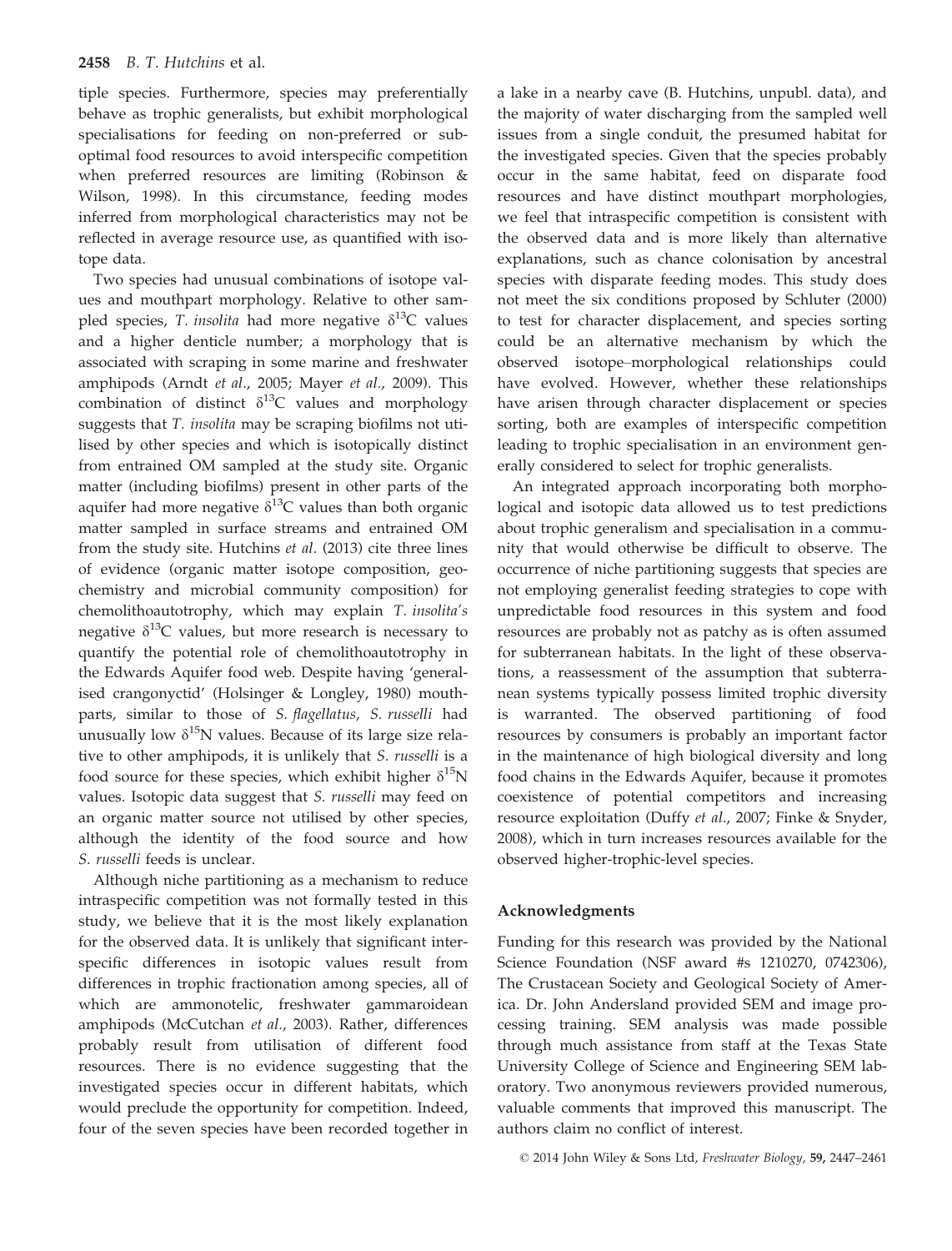tiple species. Furthermore, species may preferentially behave as trophic generalists, but exhibit morphological specialisations for feeding on non-preferred or sub-optimal food resources to avoid interspecific competition when preferred resources are limiting (Robinson & Wilson, 1998). In this circumstance, feeding modes inferred from morphological characteristics may not be reflected in average resource use, as quantified with isotope data.

Two species had unusual combinations of isotope values and mouthpart morphology. Relative to other sampled species, *T. insolita* had more negative $\delta^{13}C$ values and a higher denticle number; a morphology that is associated with scraping in some marine and freshwater amphipods (Arndt *et al*., 2005; Mayer *et al*., 2009). This combination of distinct $\delta^{13}C$ values and morphology suggests that *T. insolita* may be scraping biofilms not utilised by other species and which is isotopically distinct from entrained OM sampled at the study site. Organic matter (including biofilms) present in other parts of the aquifer had more negative $\delta^{13}C$ values than both organic matter sampled in surface streams and entrained OM from the study site. Hutchins *et al*. (2013) cite three lines of evidence (organic matter isotope composition, geochemistry and microbial community composition) for chemolithoautotrophy, which may explain *T. insolita's* negative $\delta^{13}C$ values, but more research is necessary to quantify the potential role of chemolithoautotrophy in the Edwards Aquifer food web. Despite having 'generalised crangonyctid' (Holsinger & Longley, 1980) mouthparts, similar to those of *S. flagellatus*, *S. russelli* had unusually low $\delta^{15}N$ values. Because of its large size relative to other amphipods, it is unlikely that *S. russelli* is a food source for these species, which exhibit higher $\delta^{15}N$ values. Isotopic data suggest that *S. russelli* may feed on an organic matter source not utilised by other species, although the identity of the food source and how *S. russelli* feeds is unclear.

Although niche partitioning as a mechanism to reduce intraspecific competition was not formally tested in this study, we believe that it is the most likely explanation for the observed data. It is unlikely that significant interspecific differences in isotopic values result from differences in trophic fractionation among species, all of which are ammonotelic, freshwater gammaroidean amphipods (McCutchan *et al*., 2003). Rather, differences probably result from utilisation of different food resources. There is no evidence suggesting that the investigated species occur in different habitats, which would preclude the opportunity for competition. Indeed, four of the seven species have been recorded together in a lake in a nearby cave (B. Hutchins, unpubl. data), and the majority of water discharging from the sampled well issues from a single conduit, the presumed habitat for the investigated species. Given that the species probably occur in the same habitat, feed on disparate food resources and have distinct mouthpart morphologies, we feel that intraspecific competition is consistent with the observed data and is more likely than alternative explanations, such as chance colonisation by ancestral species with disparate feeding modes. This study does not meet the six conditions proposed by Schluter (2000) to test for character displacement, and species sorting could be an alternative mechanism by which the observed isotope–morphological relationships could have evolved. However, whether these relationships have arisen through character displacement or species sorting, both are examples of interspecific competition leading to trophic specialisation in an environment generally considered to select for trophic generalists.

An integrated approach incorporating both morphological and isotopic data allowed us to test predictions about trophic generalism and specialisation in a community that would otherwise be difficult to observe. The occurrence of niche partitioning suggests that species are not employing generalist feeding strategies to cope with unpredictable food resources in this system and food resources are probably not as patchy as is often assumed for subterranean habitats. In the light of these observations, a reassessment of the assumption that subterranean systems typically possess limited trophic diversity is warranted. The observed partitioning of food resources by consumers is probably an important factor in the maintenance of high biological diversity and long food chains in the Edwards Aquifer, because it promotes coexistence of potential competitors and increasing resource exploitation (Duffy *et al*., 2007; Finke & Snyder, 2008), which in turn increases resources available for the observed higher-trophic-level species.

## Acknowledgments

Funding for this research was provided by the National Science Foundation (NSF award #s 1210270, 0742306), The Crustacean Society and Geological Society of America. Dr. John Andersland provided SEM and image processing training. SEM analysis was made possible through much assistance from staff at the Texas State University College of Science and Engineering SEM laboratory. Two anonymous reviewers provided numerous, valuable comments that improved this manuscript. The authors claim no conflict of interest.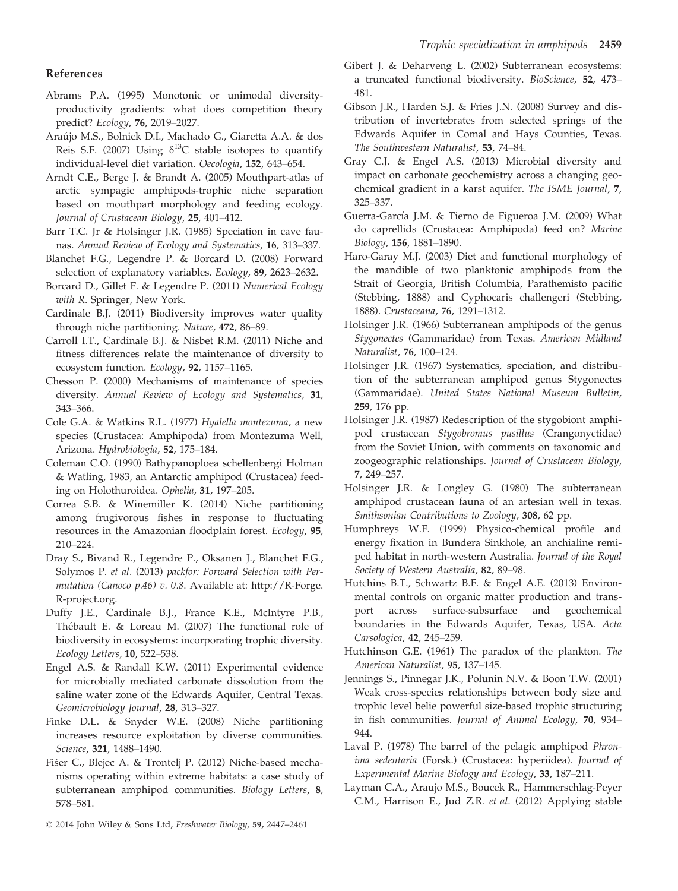## References

Abrams P.A. (1995) Monotonic or unimodal diversity-productivity gradients: what does competition theory predict? *Ecology*, **76**, 2019–2027.

Araújo M.S., Bolnick D.I., Machado G., Giaretta A.A. & dos Reis S.F. (2007) Using $\delta^{13}$C stable isotopes to quantify individual-level diet variation. *Oecologia*, **152**, 643–654.

Arndt C.E., Berge J. & Brandt A. (2005) Mouthpart-atlas of arctic sympagic amphipods-trophic niche separation based on mouthpart morphology and feeding ecology. *Journal of Crustacean Biology*, **25**, 401–412.

Barr T.C. Jr & Holsinger J.R. (1985) Speciation in cave faunas. *Annual Review of Ecology and Systematics*, **16**, 313–337.

Blanchet F.G., Legendre P. & Borcard D. (2008) Forward selection of explanatory variables. *Ecology*, **89**, 2623–2632.

Borcard D., Gillet F. & Legendre P. (2011) *Numerical Ecology with R*. Springer, New York.

Cardinale B.J. (2011) Biodiversity improves water quality through niche partitioning. *Nature*, **472**, 86–89.

Carroll I.T., Cardinale B.J. & Nisbet R.M. (2011) Niche and fitness differences relate the maintenance of diversity to ecosystem function. *Ecology*, **92**, 1157–1165.

Chesson P. (2000) Mechanisms of maintenance of species diversity. *Annual Review of Ecology and Systematics*, **31**, 343–366.

Cole G.A. & Watkins R.L. (1977) *Hyalella montezuma*, a new species (Crustacea: Amphipoda) from Montezuma Well, Arizona. *Hydrobiologia*, **52**, 175–184.

Coleman C.O. (1990) Bathypanoploea schellenbergi Holman & Watling, 1983, an Antarctic amphipod (Crustacea) feeding on Holothuroidea. *Ophelia*, **31**, 197–205.

Correa S.B. & Winemiller K. (2014) Niche partitioning among frugivorous fishes in response to fluctuating resources in the Amazonian floodplain forest. *Ecology*, **95**, 210–224.

Dray S., Bivand R., Legendre P., Oksanen J., Blanchet F.G., Solymos P. *et al.* (2013) *packfor: Forward Selection with Permutation (Canoco p.46) v. 0.8*. Available at: http://R-Forge.R-project.org.

Duffy J.E., Cardinale B.J., France K.E., McIntyre P.B., Thébault E. & Loreau M. (2007) The functional role of biodiversity in ecosystems: incorporating trophic diversity. *Ecology Letters*, **10**, 522–538.

Engel A.S. & Randall K.W. (2011) Experimental evidence for microbially mediated carbonate dissolution from the saline water zone of the Edwards Aquifer, Central Texas. *Geomicrobiology Journal*, **28**, 313–327.

Finke D.L. & Snyder W.E. (2008) Niche partitioning increases resource exploitation by diverse communities. *Science*, **321**, 1488–1490.

Fišer C., Blejec A. & Trontelj P. (2012) Niche-based mechanisms operating within extreme habitats: a case study of subterranean amphipod communities. *Biology Letters*, **8**, 578–581.

Gibert J. & Deharveng L. (2002) Subterranean ecosystems: a truncated functional biodiversity. *BioScience*, **52**, 473–481.

Gibson J.R., Harden S.J. & Fries J.N. (2008) Survey and distribution of invertebrates from selected springs of the Edwards Aquifer in Comal and Hays Counties, Texas. *The Southwestern Naturalist*, **53**, 74–84.

Gray C.J. & Engel A.S. (2013) Microbial diversity and impact on carbonate geochemistry across a changing geochemical gradient in a karst aquifer. *The ISME Journal*, **7**, 325–337.

Guerra-García J.M. & Tierno de Figueroa J.M. (2009) What do caprellids (Crustacea: Amphipoda) feed on? *Marine Biology*, **156**, 1881–1890.

Haro-Garay M.J. (2003) Diet and functional morphology of the mandible of two planktonic amphipods from the Strait of Georgia, British Columbia, Parathemisto pacific (Stebbing, 1888) and Cyphocaris challengeri (Stebbing, 1888). *Crustaceana*, **76**, 1291–1312.

Holsinger J.R. (1966) Subterranean amphipods of the genus *Stygonectes* (Gammaridae) from Texas. *American Midland Naturalist*, **76**, 100–124.

Holsinger J.R. (1967) Systematics, speciation, and distribution of the subterranean amphipod genus Stygonectes (Gammaridae). *United States National Museum Bulletin*, **259**, 176 pp.

Holsinger J.R. (1987) Redescription of the stygobiont amphipod crustacean *Stygobromus pusillus* (Crangonyctidae) from the Soviet Union, with comments on taxonomic and zoogeographic relationships. *Journal of Crustacean Biology*, **7**, 249–257.

Holsinger J.R. & Longley G. (1980) The subterranean amphipod crustacean fauna of an artesian well in texas. *Smithsonian Contributions to Zoology*, **308**, 62 pp.

Humphreys W.F. (1999) Physico-chemical profile and energy fixation in Bundera Sinkhole, an anchialine remiped habitat in north-western Australia. *Journal of the Royal Society of Western Australia*, **82**, 89–98.

Hutchins B.T., Schwartz B.F. & Engel A.E. (2013) Environmental controls on organic matter production and transport across surface-subsurface and geochemical boundaries in the Edwards Aquifer, Texas, USA. *Acta Carsologica*, **42**, 245–259.

Hutchinson G.E. (1961) The paradox of the plankton. *The American Naturalist*, **95**, 137–145.

Jennings S., Pinnegar J.K., Polunin N.V. & Boon T.W. (2001) Weak cross-species relationships between body size and trophic level belie powerful size-based trophic structuring in fish communities. *Journal of Animal Ecology*, **70**, 934–944.

Laval P. (1978) The barrel of the pelagic amphipod *Phronima sedentaria* (Forsk.) (Crustacea: hyperiidea). *Journal of Experimental Marine Biology and Ecology*, **33**, 187–211.

Layman C.A., Araujo M.S., Boucek R., Hammerschlag-Peyer C.M., Harrison E., Jud Z.R. *et al.* (2012) Applying stable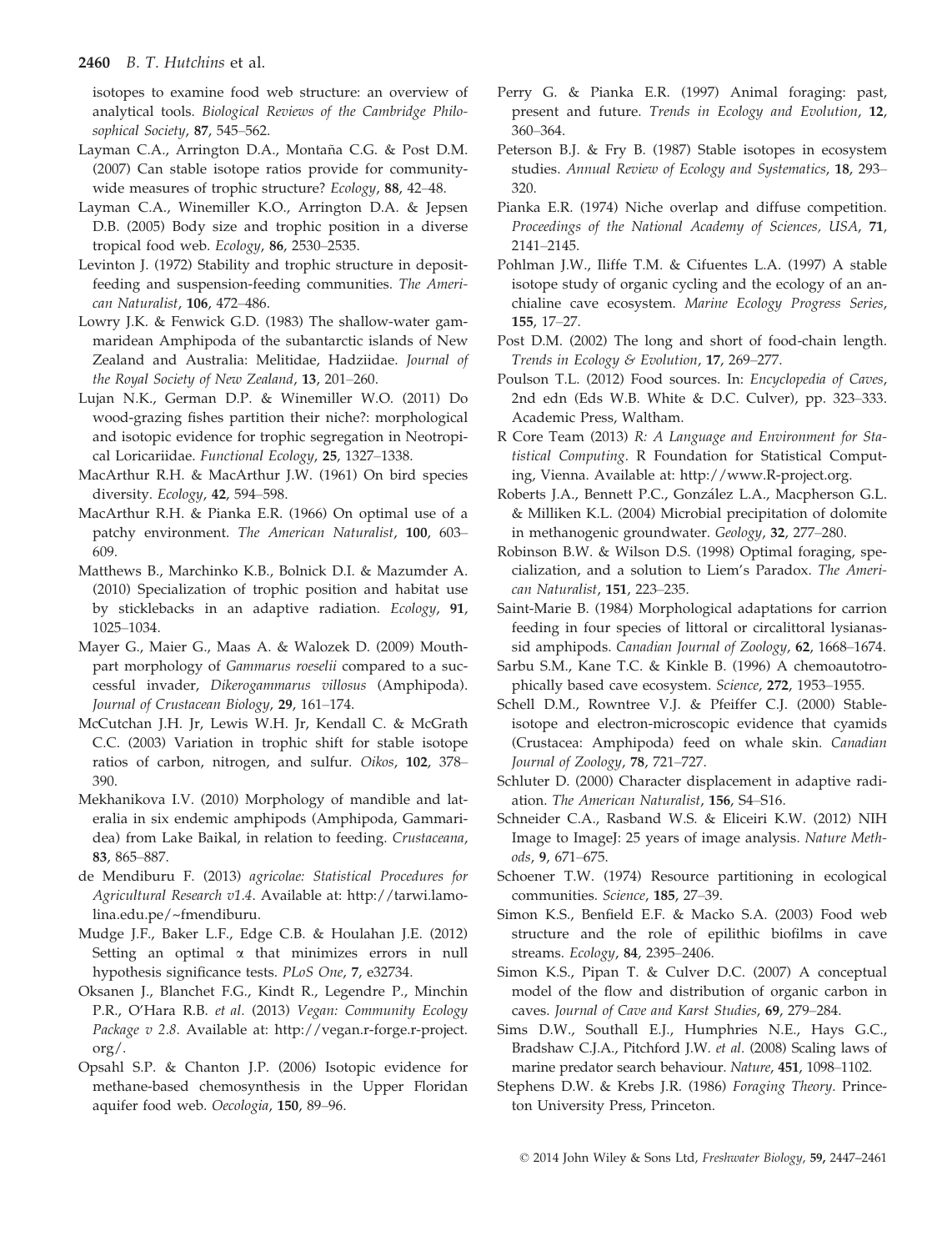isotopes to examine food web structure: an overview of analytical tools. *Biological Reviews of the Cambridge Philosophical Society*, **87**, 545–562.

Layman C.A., Arrington D.A., Montaña C.G. & Post D.M. (2007) Can stable isotope ratios provide for community-wide measures of trophic structure? *Ecology*, **88**, 42–48.

Layman C.A., Winemiller K.O., Arrington D.A. & Jepsen D.B. (2005) Body size and trophic position in a diverse tropical food web. *Ecology*, **86**, 2530–2535.

Levinton J. (1972) Stability and trophic structure in deposit-feeding and suspension-feeding communities. *The American Naturalist*, **106**, 472–486.

Lowry J.K. & Fenwick G.D. (1983) The shallow-water gammaridean Amphipoda of the subantarctic islands of New Zealand and Australia: Melitidae, Hadziidae. *Journal of the Royal Society of New Zealand*, **13**, 201–260.

Lujan N.K., German D.P. & Winemiller W.O. (2011) Do wood-grazing fishes partition their niche?: morphological and isotopic evidence for trophic segregation in Neotropical Loricariidae. *Functional Ecology*, **25**, 1327–1338.

MacArthur R.H. & MacArthur J.W. (1961) On bird species diversity. *Ecology*, **42**, 594–598.

MacArthur R.H. & Pianka E.R. (1966) On optimal use of a patchy environment. *The American Naturalist*, **100**, 603–609.

Matthews B., Marchinko K.B., Bolnick D.I. & Mazumder A. (2010) Specialization of trophic position and habitat use by sticklebacks in an adaptive radiation. *Ecology*, **91**, 1025–1034.

Mayer G., Maier G., Maas A. & Walozek D. (2009) Mouthpart morphology of *Gammarus roeselii* compared to a successful invader, *Dikerogammarus villosus* (Amphipoda). *Journal of Crustacean Biology*, **29**, 161–174.

McCutchan J.H. Jr, Lewis W.H. Jr, Kendall C. & McGrath C.C. (2003) Variation in trophic shift for stable isotope ratios of carbon, nitrogen, and sulfur. *Oikos*, **102**, 378–390.

Mekhanikova I.V. (2010) Morphology of mandible and lateralia in six endemic amphipods (Amphipoda, Gammaridea) from Lake Baikal, in relation to feeding. *Crustaceana*, **83**, 865–887.

de Mendiburu F. (2013) *agricolae: Statistical Procedures for Agricultural Research v1.4*. Available at: http://tarwi.lamolina.edu.pe/~fmendiburu.

Mudge J.F., Baker L.F., Edge C.B. & Houlahan J.E. (2012) Setting an optimal $\alpha$ that minimizes errors in null hypothesis significance tests. *PLoS One*, **7**, e32734.

Oksanen J., Blanchet F.G., Kindt R., Legendre P., Minchin P.R., O'Hara R.B. *et al.* (2013) *Vegan: Community Ecology Package v 2.8*. Available at: http://vegan.r-forge.r-project.org/.

Opsahl S.P. & Chanton J.P. (2006) Isotopic evidence for methane-based chemosynthesis in the Upper Floridan aquifer food web. *Oecologia*, **150**, 89–96.

Perry G. & Pianka E.R. (1997) Animal foraging: past, present and future. *Trends in Ecology and Evolution*, **12**, 360–364.

Peterson B.J. & Fry B. (1987) Stable isotopes in ecosystem studies. *Annual Review of Ecology and Systematics*, **18**, 293–320.

Pianka E.R. (1974) Niche overlap and diffuse competition. *Proceedings of the National Academy of Sciences, USA*, **71**, 2141–2145.

Pohlman J.W., Iliffe T.M. & Cifuentes L.A. (1997) A stable isotope study of organic cycling and the ecology of an anchialine cave ecosystem. *Marine Ecology Progress Series*, **155**, 17–27.

Post D.M. (2002) The long and short of food-chain length. *Trends in Ecology & Evolution*, **17**, 269–277.

Poulson T.L. (2012) Food sources. In: *Encyclopedia of Caves*, 2nd edn (Eds W.B. White & D.C. Culver), pp. 323–333. Academic Press, Waltham.

R Core Team (2013) *R: A Language and Environment for Statistical Computing*. R Foundation for Statistical Computing, Vienna. Available at: http://www.R-project.org.

Roberts J.A., Bennett P.C., González L.A., Macpherson G.L. & Milliken K.L. (2004) Microbial precipitation of dolomite in methanogenic groundwater. *Geology*, **32**, 277–280.

Robinson B.W. & Wilson D.S. (1998) Optimal foraging, specialization, and a solution to Liem's Paradox. *The American Naturalist*, **151**, 223–235.

Saint-Marie B. (1984) Morphological adaptations for carrion feeding in four species of littoral or circalittoral lysianassid amphipods. *Canadian Journal of Zoology*, **62**, 1668–1674.

Sarbu S.M., Kane T.C. & Kinkle B. (1996) A chemoautotrophically based cave ecosystem. *Science*, **272**, 1953–1955.

Schell D.M., Rowntree V.J. & Pfeiffer C.J. (2000) Stable-isotope and electron-microscopic evidence that cyamids (Crustacea: Amphipoda) feed on whale skin. *Canadian Journal of Zoology*, **78**, 721–727.

Schluter D. (2000) Character displacement in adaptive radiation. *The American Naturalist*, **156**, S4–S16.

Schneider C.A., Rasband W.S. & Eliceiri K.W. (2012) NIH Image to ImageJ: 25 years of image analysis. *Nature Methods*, **9**, 671–675.

Schoener T.W. (1974) Resource partitioning in ecological communities. *Science*, **185**, 27–39.

Simon K.S., Benfield E.F. & Macko S.A. (2003) Food web structure and the role of epilithic biofilms in cave streams. *Ecology*, **84**, 2395–2406.

Simon K.S., Pipan T. & Culver D.C. (2007) A conceptual model of the flow and distribution of organic carbon in caves. *Journal of Cave and Karst Studies*, **69**, 279–284.

Sims D.W., Southall E.J., Humphries N.E., Hays G.C., Bradshaw C.J.A., Pitchford J.W. *et al.* (2008) Scaling laws of marine predator search behaviour. *Nature*, **451**, 1098–1102.

Stephens D.W. & Krebs J.R. (1986) *Foraging Theory*. Princeton University Press, Princeton.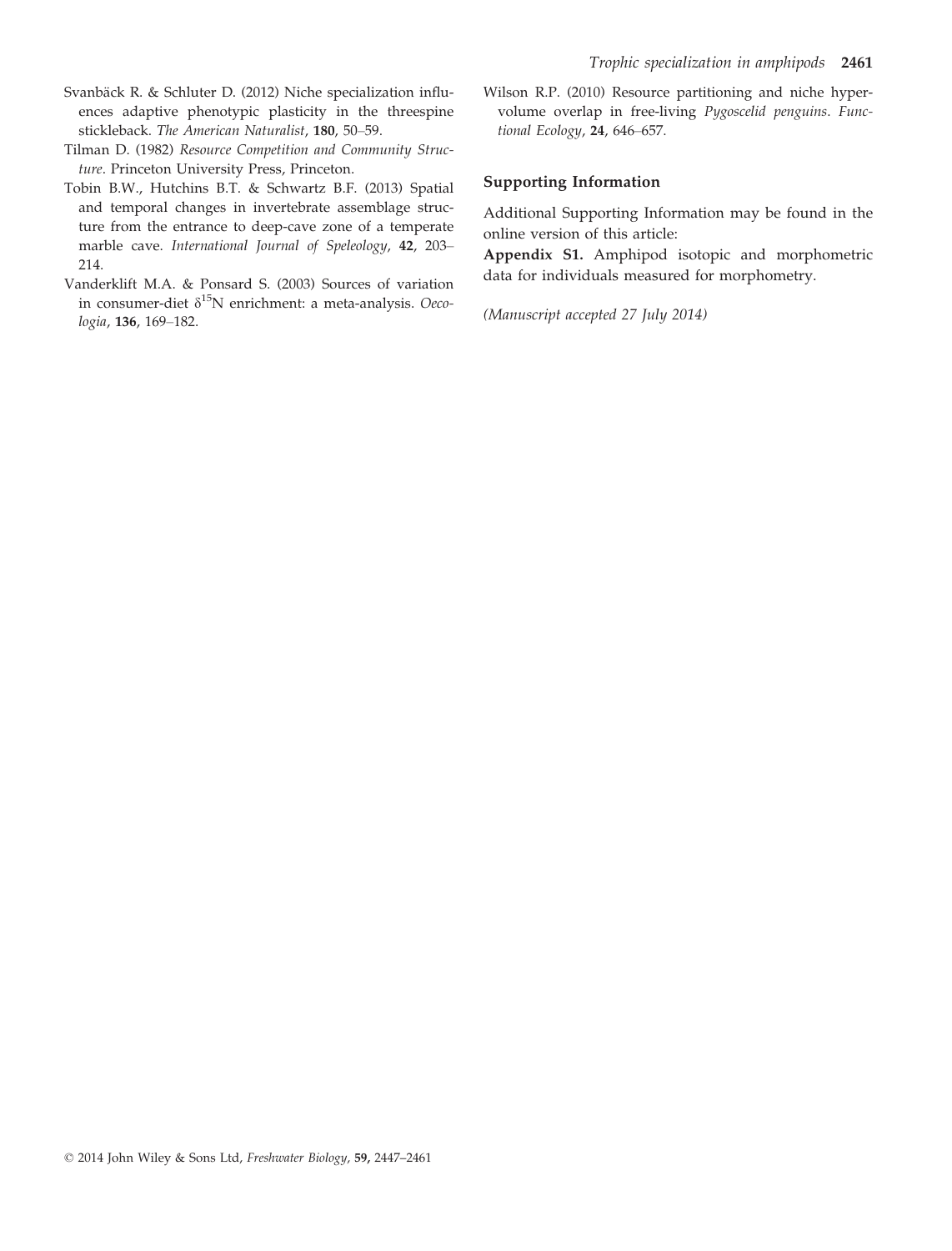Svanbäck R. & Schluter D. (2012) Niche specialization influences adaptive phenotypic plasticity in the threespine stickleback. *The American Naturalist*, **180**, 50–59.

Tilman D. (1982) *Resource Competition and Community Structure*. Princeton University Press, Princeton.

Tobin B.W., Hutchins B.T. & Schwartz B.F. (2013) Spatial and temporal changes in invertebrate assemblage structure from the entrance to deep-cave zone of a temperate marble cave. *International Journal of Speleology*, **42**, 203–214.

Vanderklift M.A. & Ponsard S. (2003) Sources of variation in consumer-diet $\delta^{15}N$ enrichment: a meta-analysis. *Oecologia*, **136**, 169–182.

Wilson R.P. (2010) Resource partitioning and niche hypervolume overlap in free-living *Pygoscelid penguins*. *Functional Ecology*, **24**, 646–657.

## Supporting Information

Additional Supporting Information may be found in the online version of this article:

**Appendix S1.** Amphipod isotopic and morphometric data for individuals measured for morphometry.

*(Manuscript accepted 27 July 2014)*